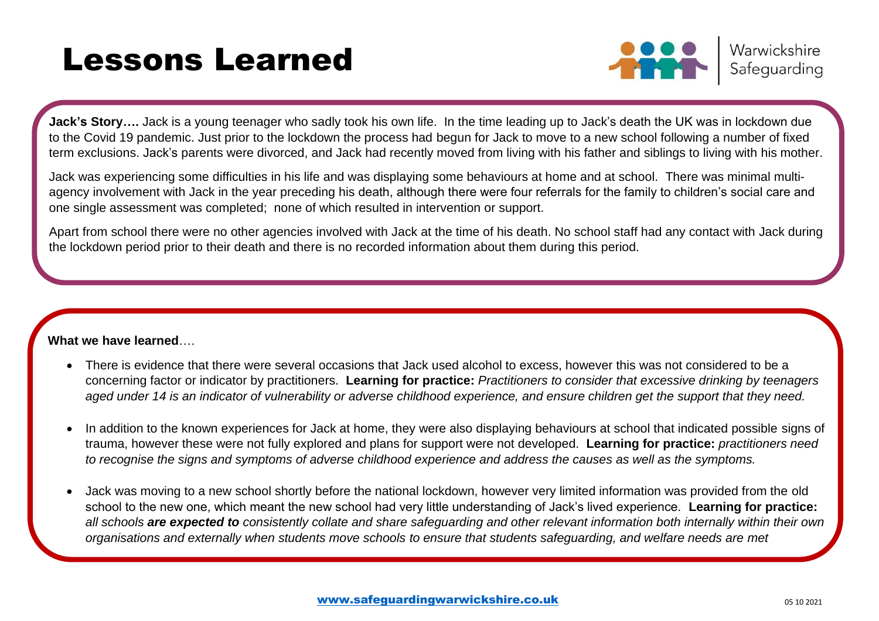# Lessons Learned

Warwickshire Safeguarding

**Jack's Story….** Jack is a young teenager who sadly took his own life. In the time leading up to Jack's death the UK was in lockdown due to the Covid 19 pandemic. Just prior to the lockdown the process had begun for Jack to move to a new school following a number of fixed term exclusions. Jack's parents were divorced, and Jack had recently moved from living with his father and siblings to living with his mother.

Jack was experiencing some difficulties in his life and was displaying some behaviours at home and at school. There was minimal multi-agency involvement with Jack in the year preceding his death, although there were four referrals for the family to children's social care and one single assessment was completed; none of which resulted in intervention or support.

Apart from school there were no other agencies involved with Jack at the time of his death. No school staff had any contact with Jack during the lockdown period prior to their death and there is no recorded information about them during this period.

**What we have learned**….

- There is evidence that there were several occasions that Jack used alcohol to excess, however this was not considered to be a concerning factor or indicator by practitioners. **Learning for practice:** *Practitioners to consider that excessive drinking by teenagers aged under 14 is an indicator of vulnerability or adverse childhood experience, and ensure children get the support that they need.*
- In addition to the known experiences for Jack at home, they were also displaying behaviours at school that indicated possible signs of trauma, however these were not fully explored and plans for support were not developed. **Learning for practice:** *practitioners need to recognise the signs and symptoms of adverse childhood experience and address the causes as well as the symptoms.*
- Jack was moving to a new school shortly before the national lockdown, however very limited information was provided from the old school to the new one, which meant the new school had very little understanding of Jack's lived experience. **Learning for practice:** *all schools* ***are expected to*** *consistently collate and share safeguarding and other relevant information both internally within their own organisations and externally when students move schools to ensure that students safeguarding, and welfare needs are met*

www.safeguardingwarwickshire.co.uk

05 10 2021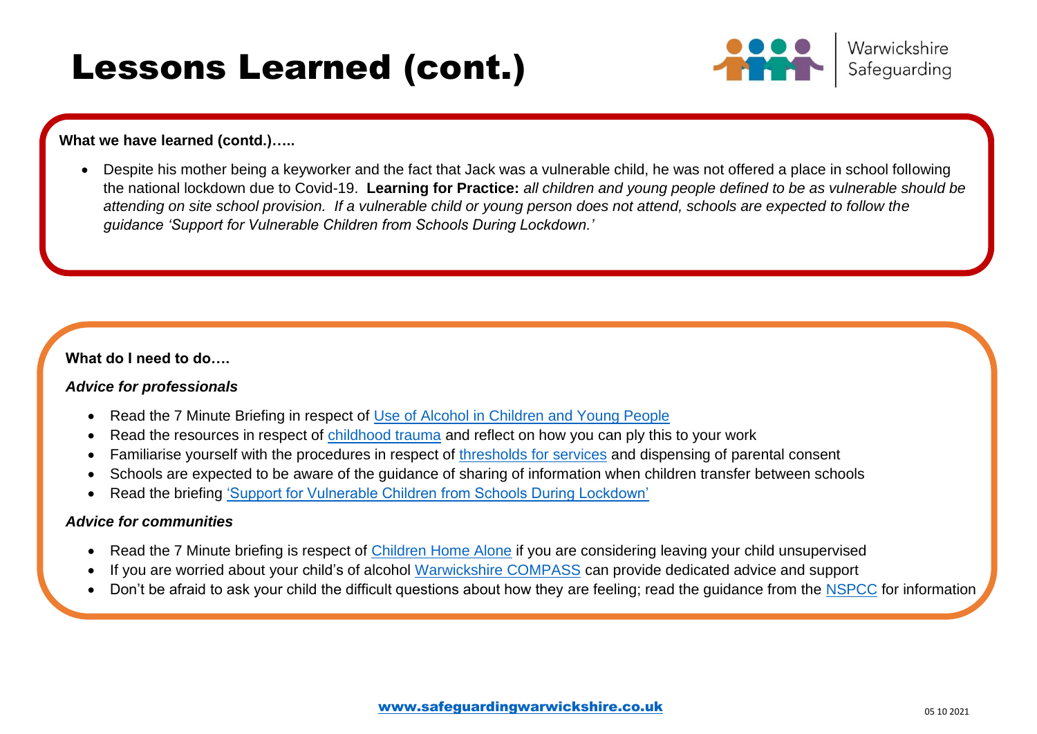# Lessons Learned (cont.)

**What we have learned (contd.)…..**

- Despite his mother being a keyworker and the fact that Jack was a vulnerable child, he was not offered a place in school following the national lockdown due to Covid-19. **Learning for Practice:** *all children and young people defined to be as vulnerable should be attending on site school provision. If a vulnerable child or young person does not attend, schools are expected to follow the guidance 'Support for Vulnerable Children from Schools During Lockdown.'*

**What do I need to do….**

***Advice for professionals***

- Read the 7 Minute Briefing in respect of Use of Alcohol in Children and Young People
- Read the resources in respect of childhood trauma and reflect on how you can ply this to your work
- Familiarise yourself with the procedures in respect of thresholds for services and dispensing of parental consent
- Schools are expected to be aware of the guidance of sharing of information when children transfer between schools
- Read the briefing 'Support for Vulnerable Children from Schools During Lockdown'

***Advice for communities***

- Read the 7 Minute briefing is respect of Children Home Alone if you are considering leaving your child unsupervised
- If you are worried about your child's of alcohol Warwickshire COMPASS can provide dedicated advice and support
- Don't be afraid to ask your child the difficult questions about how they are feeling; read the guidance from the NSPCC for information

www.safeguardingwarwickshire.co.uk

05 10 2021